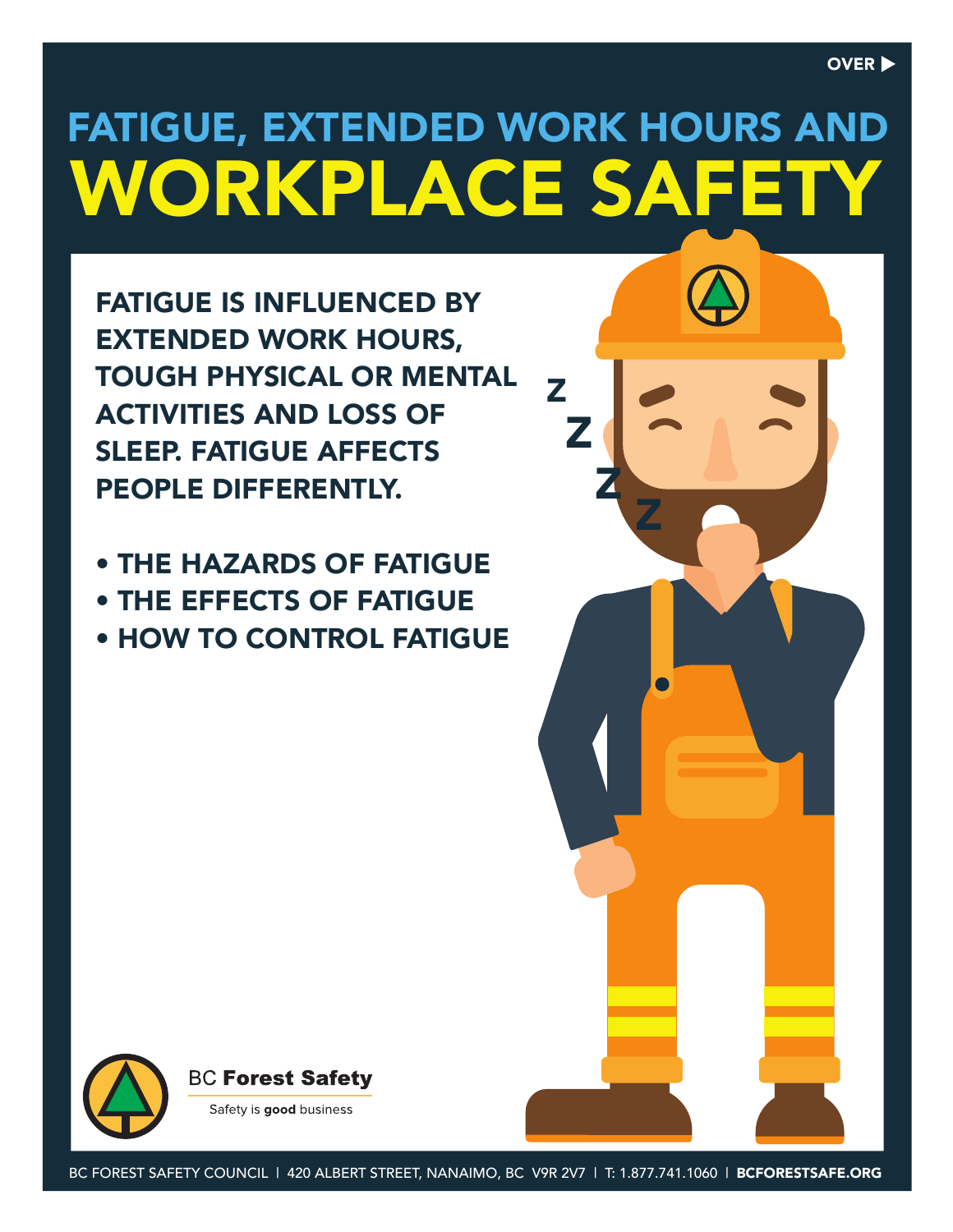OVER ▶

# FATIGUE, EXTENDED WORK HOURS AND WORKPLACE SAFETY

**FATIGUE IS INFLUENCED BY EXTENDED WORK HOURS, TOUGH PHYSICAL OR MENTAL ACTIVITIES AND LOSS OF SLEEP. FATIGUE AFFECTS PEOPLE DIFFERENTLY.**

- **THE HAZARDS OF FATIGUE**
- **THE EFFECTS OF FATIGUE**
- **HOW TO CONTROL FATIGUE**

BC **Forest Safety**

Safety is **good** business

BC FOREST SAFETY COUNCIL | 420 ALBERT STREET, NANAIMO, BC V9R 2V7 | T: 1.877.741.1060 | **BCFORESTSAFE.ORG**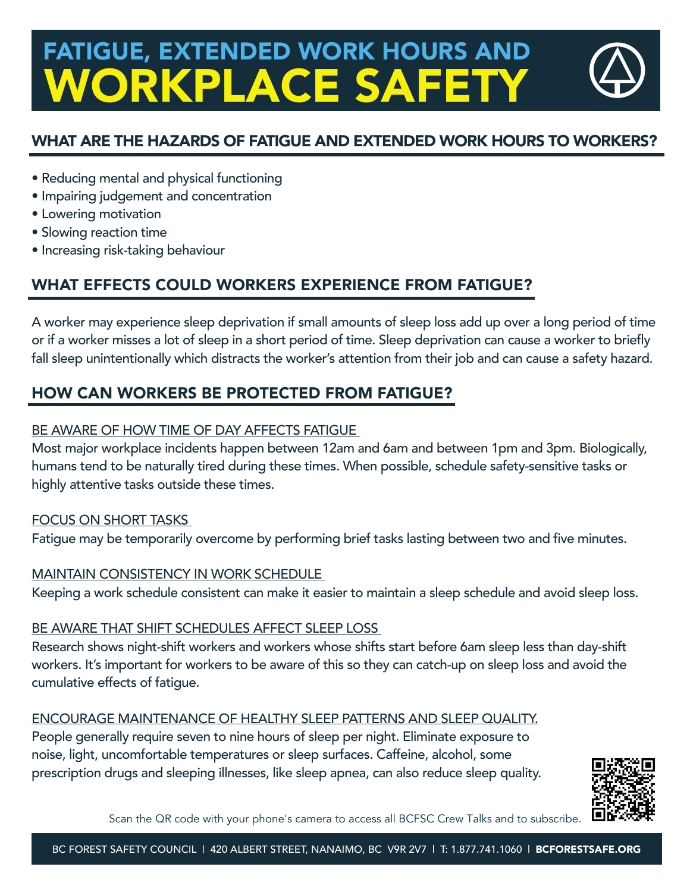# FATIGUE, EXTENDED WORK HOURS AND WORKPLACE SAFETY

## WHAT ARE THE HAZARDS OF FATIGUE AND EXTENDED WORK HOURS TO WORKERS?

- Reducing mental and physical functioning
- Impairing judgement and concentration
- Lowering motivation
- Slowing reaction time
- Increasing risk-taking behaviour

## WHAT EFFECTS COULD WORKERS EXPERIENCE FROM FATIGUE?

A worker may experience sleep deprivation if small amounts of sleep loss add up over a long period of time or if a worker misses a lot of sleep in a short period of time. Sleep deprivation can cause a worker to briefly fall sleep unintentionally which distracts the worker's attention from their job and can cause a safety hazard.

## HOW CAN WORKERS BE PROTECTED FROM FATIGUE?

BE AWARE OF HOW TIME OF DAY AFFECTS FATIGUE

Most major workplace incidents happen between 12am and 6am and between 1pm and 3pm. Biologically, humans tend to be naturally tired during these times. When possible, schedule safety-sensitive tasks or highly attentive tasks outside these times.

FOCUS ON SHORT TASKS

Fatigue may be temporarily overcome by performing brief tasks lasting between two and five minutes.

MAINTAIN CONSISTENCY IN WORK SCHEDULE

Keeping a work schedule consistent can make it easier to maintain a sleep schedule and avoid sleep loss.

BE AWARE THAT SHIFT SCHEDULES AFFECT SLEEP LOSS

Research shows night-shift workers and workers whose shifts start before 6am sleep less than day-shift workers. It's important for workers to be aware of this so they can catch-up on sleep loss and avoid the cumulative effects of fatigue.

ENCOURAGE MAINTENANCE OF HEALTHY SLEEP PATTERNS AND SLEEP QUALITY.

People generally require seven to nine hours of sleep per night. Eliminate exposure to noise, light, uncomfortable temperatures or sleep surfaces. Caffeine, alcohol, some prescription drugs and sleeping illnesses, like sleep apnea, can also reduce sleep quality.

Scan the QR code with your phone's camera to access all BCFSC Crew Talks and to subscribe.

BC FOREST SAFETY COUNCIL | 420 ALBERT STREET, NANAIMO, BC V9R 2V7 | T: 1.877.741.1060 | **BCFORESTSAFE.ORG**